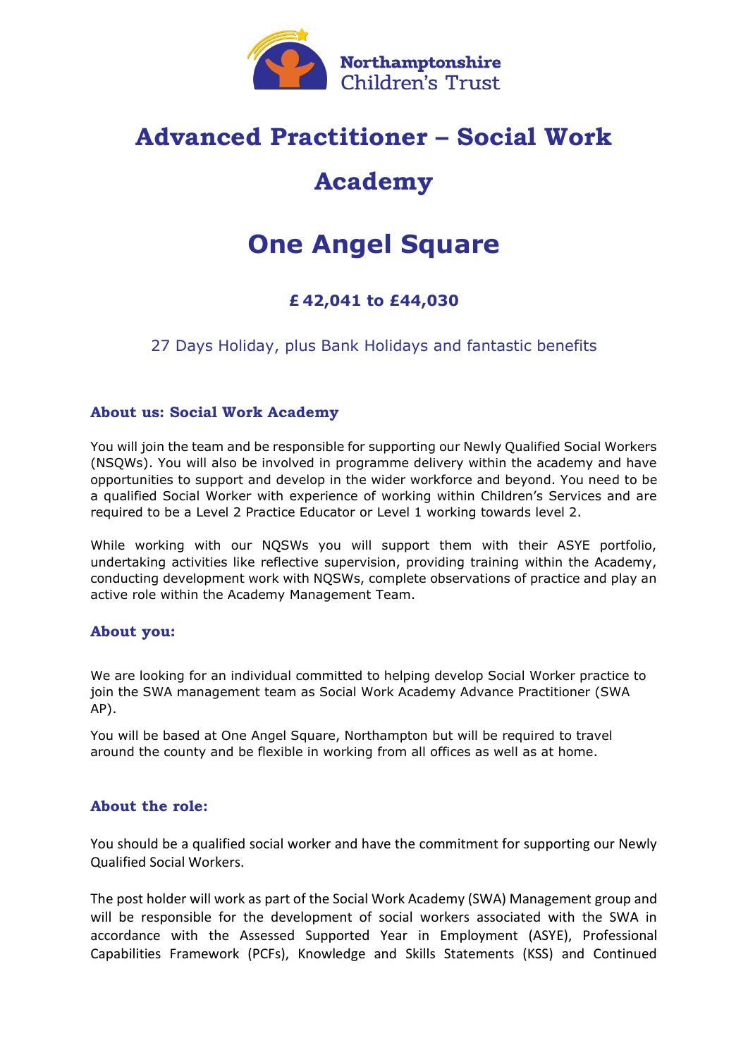Northamptonshire Children's Trust

# Advanced Practitioner – Social Work Academy

# One Angel Square

### £ 42,041 to £44,030

27 Days Holiday, plus Bank Holidays and fantastic benefits

### About us: Social Work Academy

You will join the team and be responsible for supporting our Newly Qualified Social Workers (NSQWs). You will also be involved in programme delivery within the academy and have opportunities to support and develop in the wider workforce and beyond. You need to be a qualified Social Worker with experience of working within Children's Services and are required to be a Level 2 Practice Educator or Level 1 working towards level 2.

While working with our NQSWs you will support them with their ASYE portfolio, undertaking activities like reflective supervision, providing training within the Academy, conducting development work with NQSWs, complete observations of practice and play an active role within the Academy Management Team.

### About you:

We are looking for an individual committed to helping develop Social Worker practice to join the SWA management team as Social Work Academy Advance Practitioner (SWA AP).

You will be based at One Angel Square, Northampton but will be required to travel around the county and be flexible in working from all offices as well as at home.

### About the role:

You should be a qualified social worker and have the commitment for supporting our Newly Qualified Social Workers.

The post holder will work as part of the Social Work Academy (SWA) Management group and will be responsible for the development of social workers associated with the SWA in accordance with the Assessed Supported Year in Employment (ASYE), Professional Capabilities Framework (PCFs), Knowledge and Skills Statements (KSS) and Continued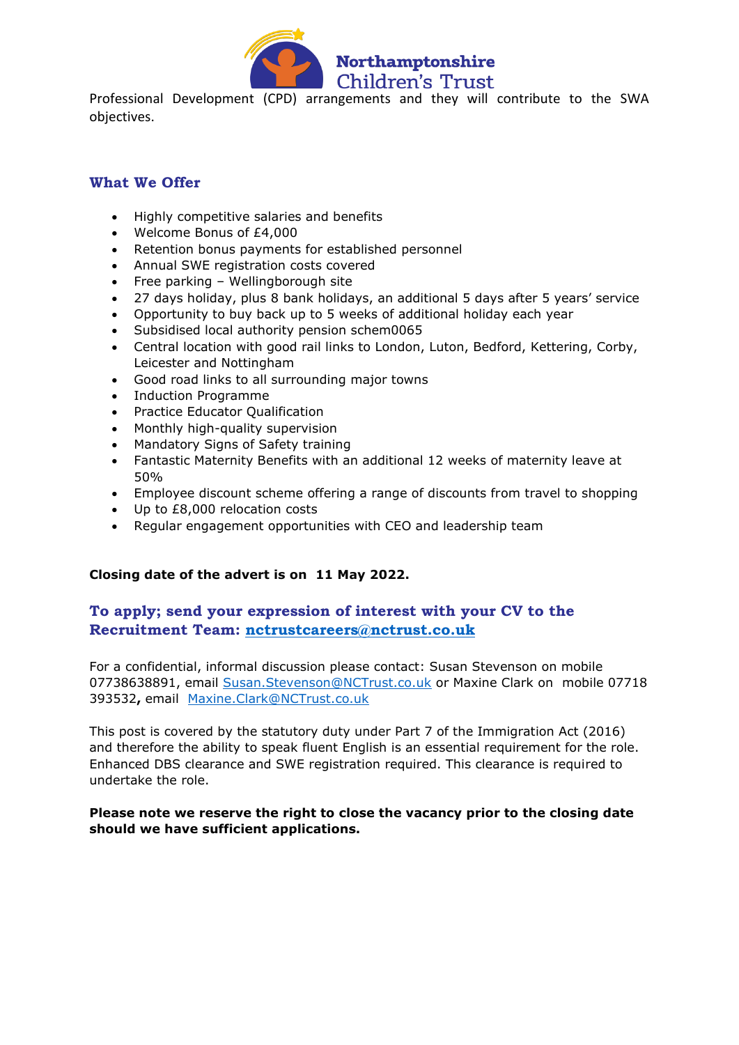Professional Development (CPD) arrangements and they will contribute to the SWA objectives.

## What We Offer

- Highly competitive salaries and benefits
- Welcome Bonus of £4,000
- Retention bonus payments for established personnel
- Annual SWE registration costs covered
- Free parking – Wellingborough site
- 27 days holiday, plus 8 bank holidays, an additional 5 days after 5 years' service
- Opportunity to buy back up to 5 weeks of additional holiday each year
- Subsidised local authority pension schem0065
- Central location with good rail links to London, Luton, Bedford, Kettering, Corby, Leicester and Nottingham
- Good road links to all surrounding major towns
- Induction Programme
- Practice Educator Qualification
- Monthly high-quality supervision
- Mandatory Signs of Safety training
- Fantastic Maternity Benefits with an additional 12 weeks of maternity leave at 50%
- Employee discount scheme offering a range of discounts from travel to shopping
- Up to £8,000 relocation costs
- Regular engagement opportunities with CEO and leadership team

**Closing date of the advert is on 11 May 2022.**

### To apply; send your expression of interest with your CV to the Recruitment Team: nctrustcareers@nctrust.co.uk

For a confidential, informal discussion please contact: Susan Stevenson on mobile 07738638891, email Susan.Stevenson@NCTrust.co.uk or Maxine Clark on mobile 07718 393532**,** email Maxine.Clark@NCTrust.co.uk

This post is covered by the statutory duty under Part 7 of the Immigration Act (2016) and therefore the ability to speak fluent English is an essential requirement for the role. Enhanced DBS clearance and SWE registration required. This clearance is required to undertake the role.

**Please note we reserve the right to close the vacancy prior to the closing date should we have sufficient applications.**